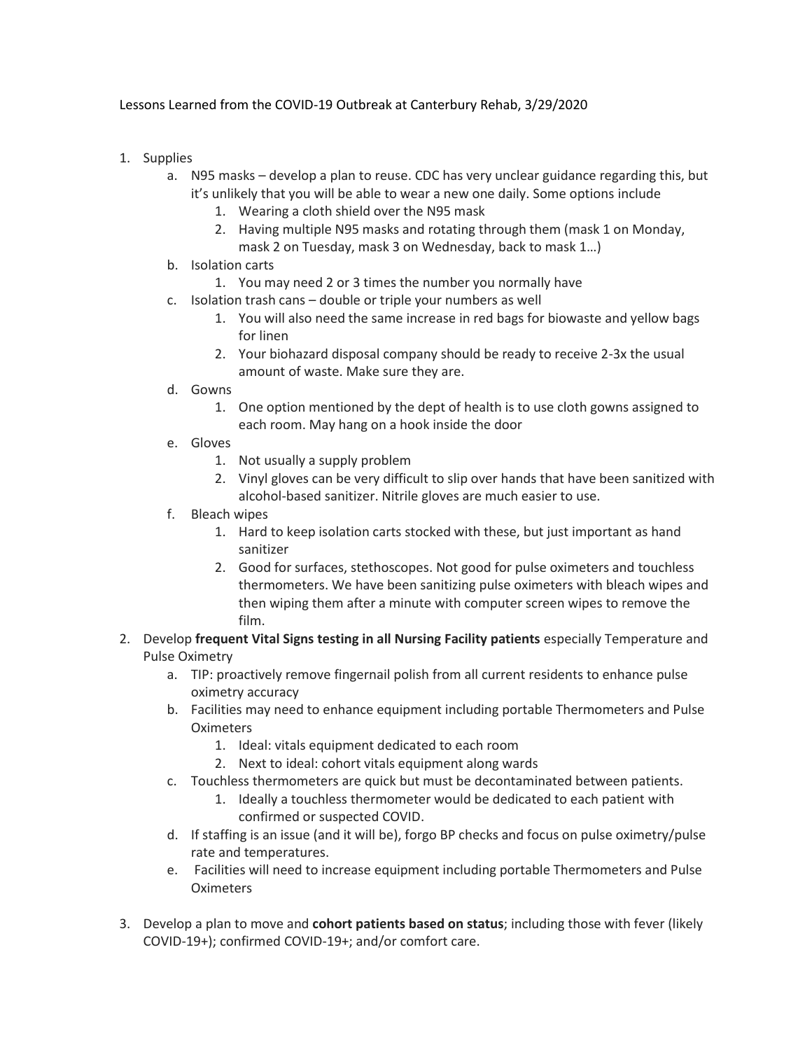Lessons Learned from the COVID-19 Outbreak at Canterbury Rehab, 3/29/2020

1. Supplies
   a. N95 masks – develop a plan to reuse. CDC has very unclear guidance regarding this, but it's unlikely that you will be able to wear a new one daily. Some options include
      1. Wearing a cloth shield over the N95 mask
      2. Having multiple N95 masks and rotating through them (mask 1 on Monday, mask 2 on Tuesday, mask 3 on Wednesday, back to mask 1…)
   b. Isolation carts
      1. You may need 2 or 3 times the number you normally have
   c. Isolation trash cans – double or triple your numbers as well
      1. You will also need the same increase in red bags for biowaste and yellow bags for linen
      2. Your biohazard disposal company should be ready to receive 2-3x the usual amount of waste. Make sure they are.
   d. Gowns
      1. One option mentioned by the dept of health is to use cloth gowns assigned to each room. May hang on a hook inside the door
   e. Gloves
      1. Not usually a supply problem
      2. Vinyl gloves can be very difficult to slip over hands that have been sanitized with alcohol-based sanitizer. Nitrile gloves are much easier to use.
   f. Bleach wipes
      1. Hard to keep isolation carts stocked with these, but just important as hand sanitizer
      2. Good for surfaces, stethoscopes. Not good for pulse oximeters and touchless thermometers. We have been sanitizing pulse oximeters with bleach wipes and then wiping them after a minute with computer screen wipes to remove the film.
2. Develop **frequent Vital Signs testing in all Nursing Facility patients** especially Temperature and Pulse Oximetry
   a. TIP: proactively remove fingernail polish from all current residents to enhance pulse oximetry accuracy
   b. Facilities may need to enhance equipment including portable Thermometers and Pulse Oximeters
      1. Ideal: vitals equipment dedicated to each room
      2. Next to ideal: cohort vitals equipment along wards
   c. Touchless thermometers are quick but must be decontaminated between patients.
      1. Ideally a touchless thermometer would be dedicated to each patient with confirmed or suspected COVID.
   d. If staffing is an issue (and it will be), forgo BP checks and focus on pulse oximetry/pulse rate and temperatures.
   e. Facilities will need to increase equipment including portable Thermometers and Pulse Oximeters
3. Develop a plan to move and **cohort patients based on status**; including those with fever (likely COVID-19+); confirmed COVID-19+; and/or comfort care.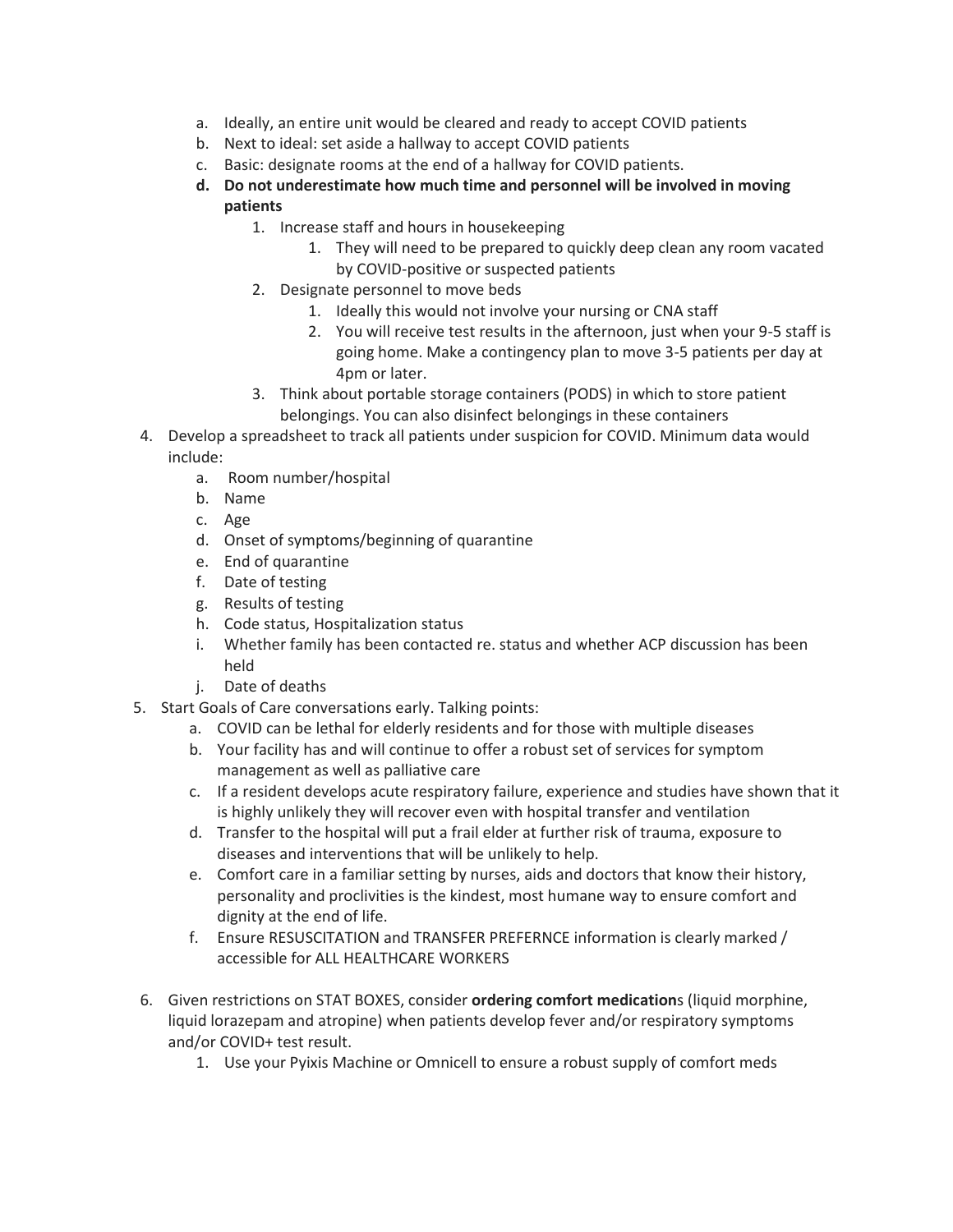a. Ideally, an entire unit would be cleared and ready to accept COVID patients
b. Next to ideal: set aside a hallway to accept COVID patients
c. Basic: designate rooms at the end of a hallway for COVID patients.
d. **Do not underestimate how much time and personnel will be involved in moving patients**
    1. Increase staff and hours in housekeeping
        1. They will need to be prepared to quickly deep clean any room vacated by COVID-positive or suspected patients
    2. Designate personnel to move beds
        1. Ideally this would not involve your nursing or CNA staff
        2. You will receive test results in the afternoon, just when your 9-5 staff is going home. Make a contingency plan to move 3-5 patients per day at 4pm or later.
    3. Think about portable storage containers (PODS) in which to store patient belongings. You can also disinfect belongings in these containers

4. Develop a spreadsheet to track all patients under suspicion for COVID. Minimum data would include:
    a. Room number/hospital
    b. Name
    c. Age
    d. Onset of symptoms/beginning of quarantine
    e. End of quarantine
    f. Date of testing
    g. Results of testing
    h. Code status, Hospitalization status
    i. Whether family has been contacted re. status and whether ACP discussion has been held
    j. Date of deaths
5. Start Goals of Care conversations early. Talking points:
    a. COVID can be lethal for elderly residents and for those with multiple diseases
    b. Your facility has and will continue to offer a robust set of services for symptom management as well as palliative care
    c. If a resident develops acute respiratory failure, experience and studies have shown that it is highly unlikely they will recover even with hospital transfer and ventilation
    d. Transfer to the hospital will put a frail elder at further risk of trauma, exposure to diseases and interventions that will be unlikely to help.
    e. Comfort care in a familiar setting by nurses, aids and doctors that know their history, personality and proclivities is the kindest, most humane way to ensure comfort and dignity at the end of life.
    f. Ensure RESUSCITATION and TRANSFER PREFERNCE information is clearly marked / accessible for ALL HEALTHCARE WORKERS

6. Given restrictions on STAT BOXES, consider **ordering comfort medication**s (liquid morphine, liquid lorazepam and atropine) when patients develop fever and/or respiratory symptoms and/or COVID+ test result.
    1. Use your Pyixis Machine or Omnicell to ensure a robust supply of comfort meds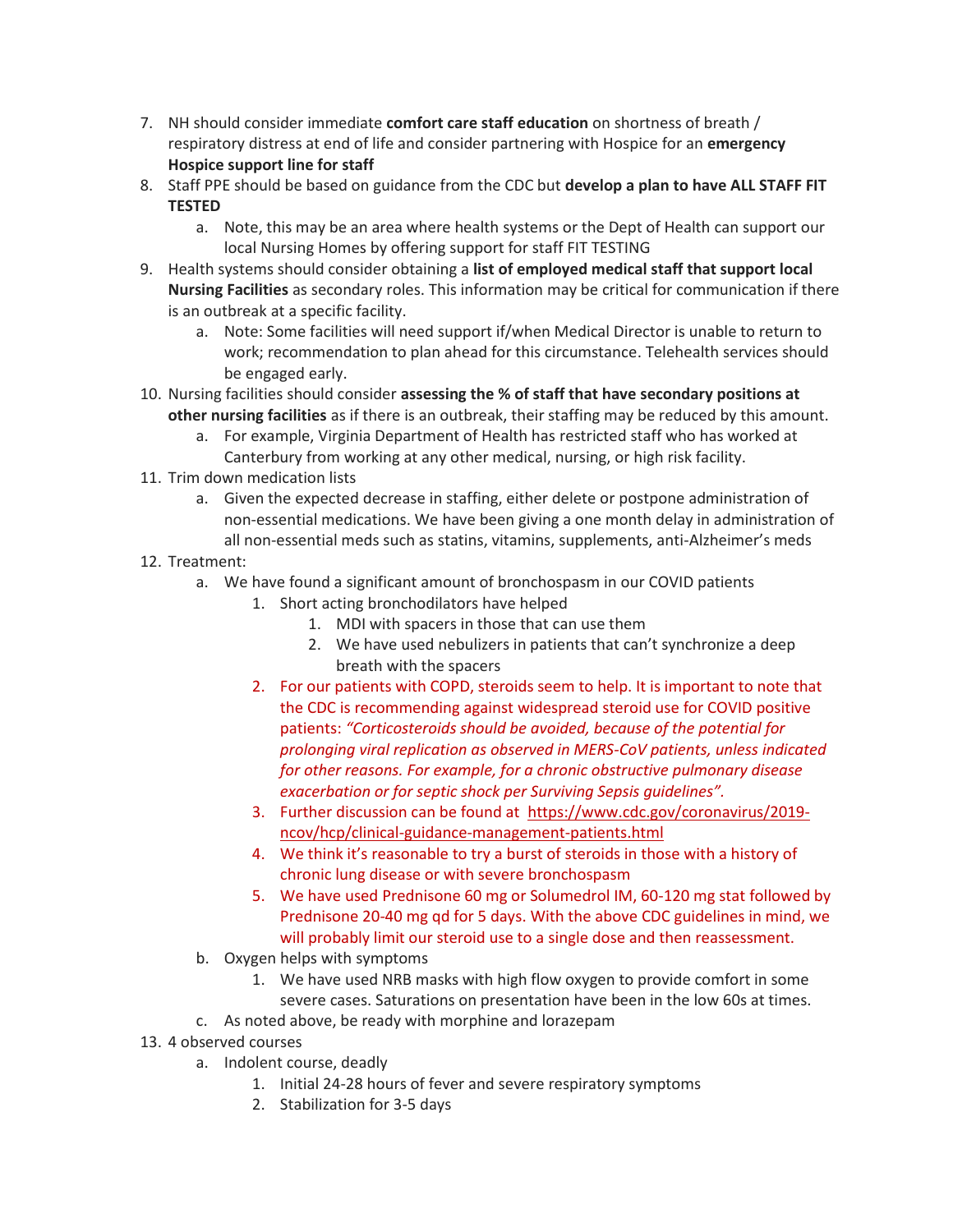7. NH should consider immediate **comfort care staff education** on shortness of breath / respiratory distress at end of life and consider partnering with Hospice for an **emergency Hospice support line for staff**
8. Staff PPE should be based on guidance from the CDC but **develop a plan to have ALL STAFF FIT TESTED**
    a. Note, this may be an area where health systems or the Dept of Health can support our local Nursing Homes by offering support for staff FIT TESTING
9. Health systems should consider obtaining a **list of employed medical staff that support local Nursing Facilities** as secondary roles. This information may be critical for communication if there is an outbreak at a specific facility.
    a. Note: Some facilities will need support if/when Medical Director is unable to return to work; recommendation to plan ahead for this circumstance. Telehealth services should be engaged early.
10. Nursing facilities should consider **assessing the % of staff that have secondary positions at other nursing facilities** as if there is an outbreak, their staffing may be reduced by this amount.
    a. For example, Virginia Department of Health has restricted staff who has worked at Canterbury from working at any other medical, nursing, or high risk facility.
11. Trim down medication lists
    a. Given the expected decrease in staffing, either delete or postpone administration of non-essential medications. We have been giving a one month delay in administration of all non-essential meds such as statins, vitamins, supplements, anti-Alzheimer's meds
12. Treatment:
    a. We have found a significant amount of bronchospasm in our COVID patients
        1. Short acting bronchodilators have helped
            1. MDI with spacers in those that can use them
            2. We have used nebulizers in patients that can't synchronize a deep breath with the spacers
        2. For our patients with COPD, steroids seem to help. It is important to note that the CDC is recommending against widespread steroid use for COVID positive patients: *"Corticosteroids should be avoided, because of the potential for prolonging viral replication as observed in MERS-CoV patients, unless indicated for other reasons. For example, for a chronic obstructive pulmonary disease exacerbation or for septic shock per Surviving Sepsis guidelines".*
        3. Further discussion can be found at https://www.cdc.gov/coronavirus/2019-ncov/hcp/clinical-guidance-management-patients.html
        4. We think it's reasonable to try a burst of steroids in those with a history of chronic lung disease or with severe bronchospasm
        5. We have used Prednisone 60 mg or Solumedrol IM, 60-120 mg stat followed by Prednisone 20-40 mg qd for 5 days. With the above CDC guidelines in mind, we will probably limit our steroid use to a single dose and then reassessment.
    b. Oxygen helps with symptoms
        1. We have used NRB masks with high flow oxygen to provide comfort in some severe cases. Saturations on presentation have been in the low 60s at times.
    c. As noted above, be ready with morphine and lorazepam
13. 4 observed courses
    a. Indolent course, deadly
        1. Initial 24-28 hours of fever and severe respiratory symptoms
        2. Stabilization for 3-5 days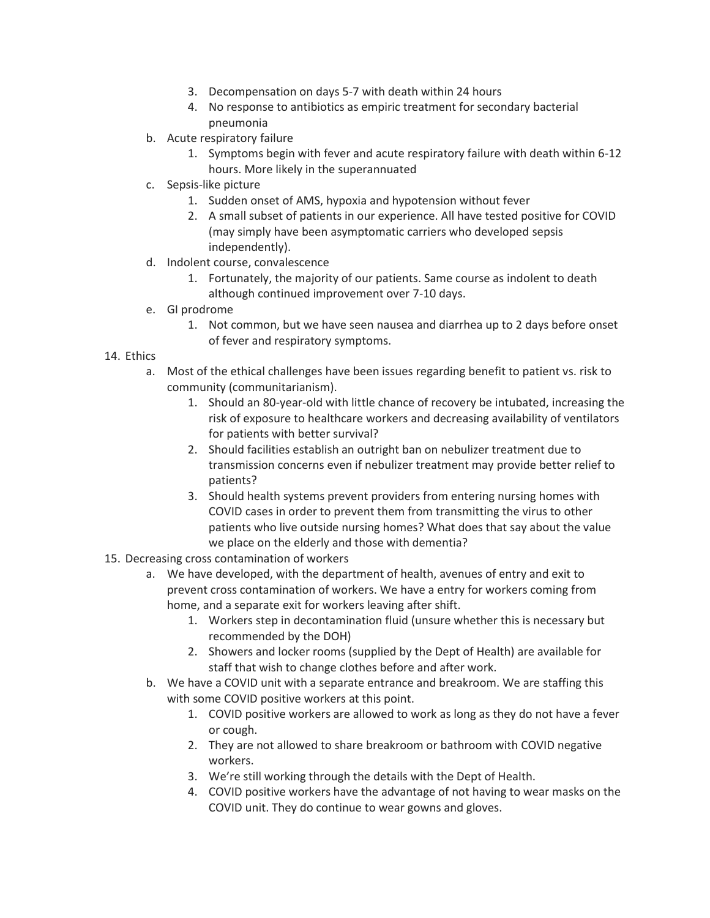3. Decompensation on days 5-7 with death within 24 hours
        4. No response to antibiotics as empiric treatment for secondary bacterial pneumonia
    b. Acute respiratory failure
        1. Symptoms begin with fever and acute respiratory failure with death within 6-12 hours. More likely in the superannuated
    c. Sepsis-like picture
        1. Sudden onset of AMS, hypoxia and hypotension without fever
        2. A small subset of patients in our experience. All have tested positive for COVID (may simply have been asymptomatic carriers who developed sepsis independently).
    d. Indolent course, convalescence
        1. Fortunately, the majority of our patients. Same course as indolent to death although continued improvement over 7-10 days.
    e. GI prodrome
        1. Not common, but we have seen nausea and diarrhea up to 2 days before onset of fever and respiratory symptoms.

14. Ethics
    a. Most of the ethical challenges have been issues regarding benefit to patient vs. risk to community (communitarianism).
        1. Should an 80-year-old with little chance of recovery be intubated, increasing the risk of exposure to healthcare workers and decreasing availability of ventilators for patients with better survival?
        2. Should facilities establish an outright ban on nebulizer treatment due to transmission concerns even if nebulizer treatment may provide better relief to patients?
        3. Should health systems prevent providers from entering nursing homes with COVID cases in order to prevent them from transmitting the virus to other patients who live outside nursing homes? What does that say about the value we place on the elderly and those with dementia?

15. Decreasing cross contamination of workers
    a. We have developed, with the department of health, avenues of entry and exit to prevent cross contamination of workers. We have a entry for workers coming from home, and a separate exit for workers leaving after shift.
        1. Workers step in decontamination fluid (unsure whether this is necessary but recommended by the DOH)
        2. Showers and locker rooms (supplied by the Dept of Health) are available for staff that wish to change clothes before and after work.
    b. We have a COVID unit with a separate entrance and breakroom. We are staffing this with some COVID positive workers at this point.
        1. COVID positive workers are allowed to work as long as they do not have a fever or cough.
        2. They are not allowed to share breakroom or bathroom with COVID negative workers.
        3. We're still working through the details with the Dept of Health.
        4. COVID positive workers have the advantage of not having to wear masks on the COVID unit. They do continue to wear gowns and gloves.